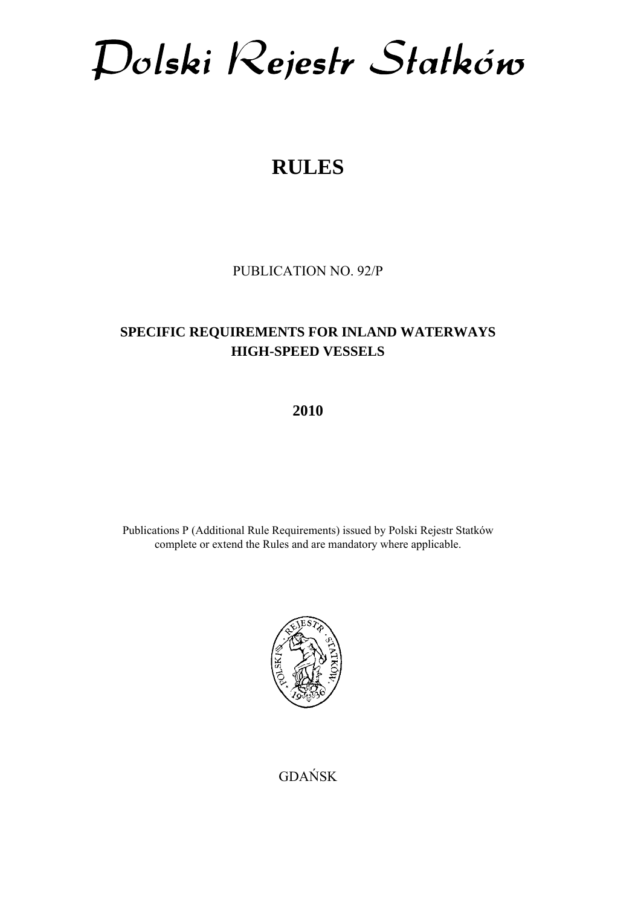# Polski Rejestr Statków

# RULES

PUBLICATION NO. 92/P

## SPECIFIC REQUIREMENTS FOR INLAND WATERWAYS HIGH-SPEED VESSELS

**2010**

Publications P (Additional Rule Requirements) issued by Polski Rejestr Statków complete or extend the Rules and are mandatory where applicable.

GDAŃSK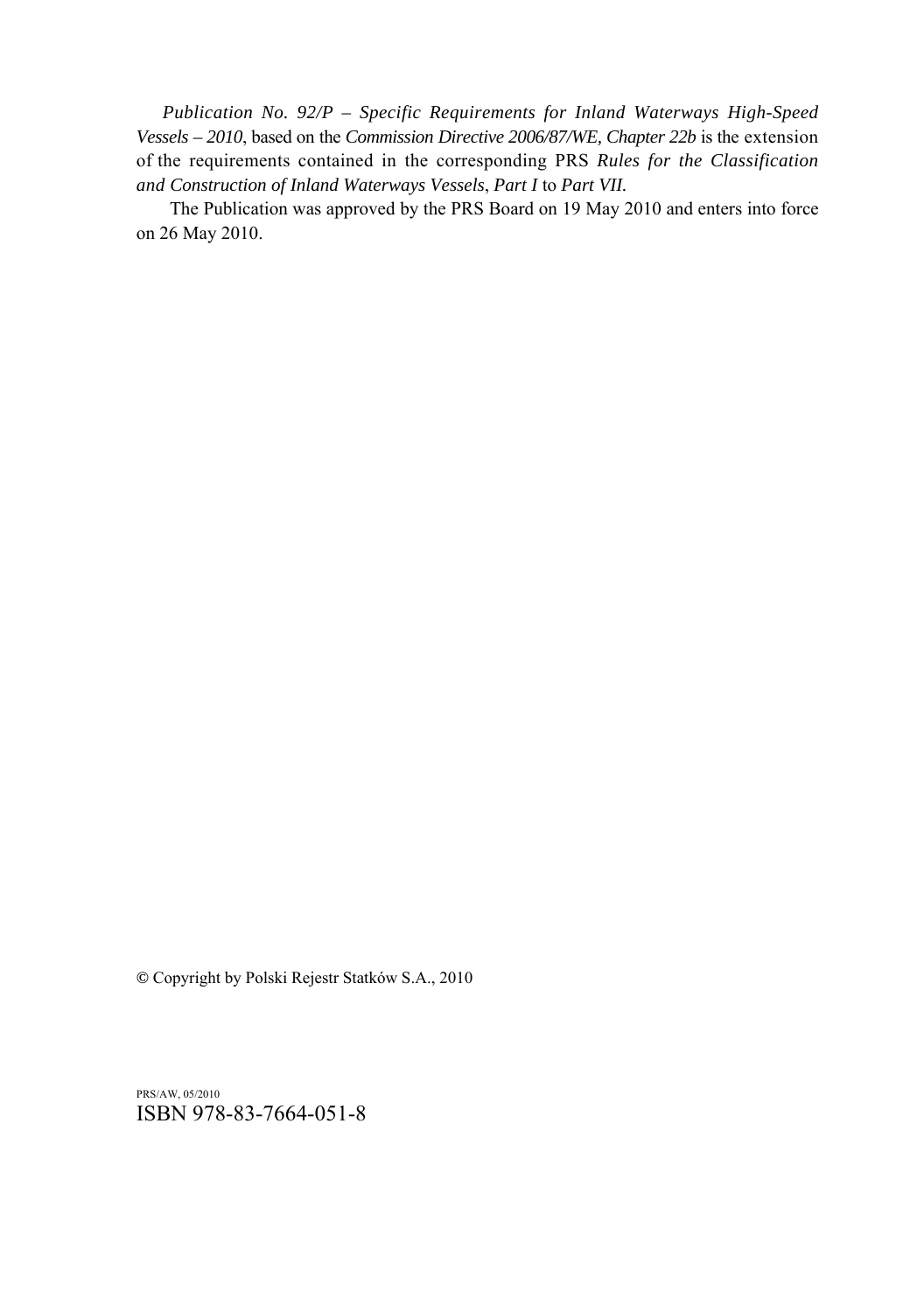*Publication No. 92/P – Specific Requirements for Inland Waterways High-Speed Vessels – 2010*, based on the *Commission Directive 2006/87/WE, Chapter 22b* is the extension of the requirements contained in the corresponding PRS *Rules for the Classification and Construction of Inland Waterways Vessels*, *Part I* to *Part VII.*

The Publication was approved by the PRS Board on 19 May 2010 and enters into force on 26 May 2010.

© Copyright by Polski Rejestr Statków S.A., 2010

PRS/AW, 05/2010
ISBN 978-83-7664-051-8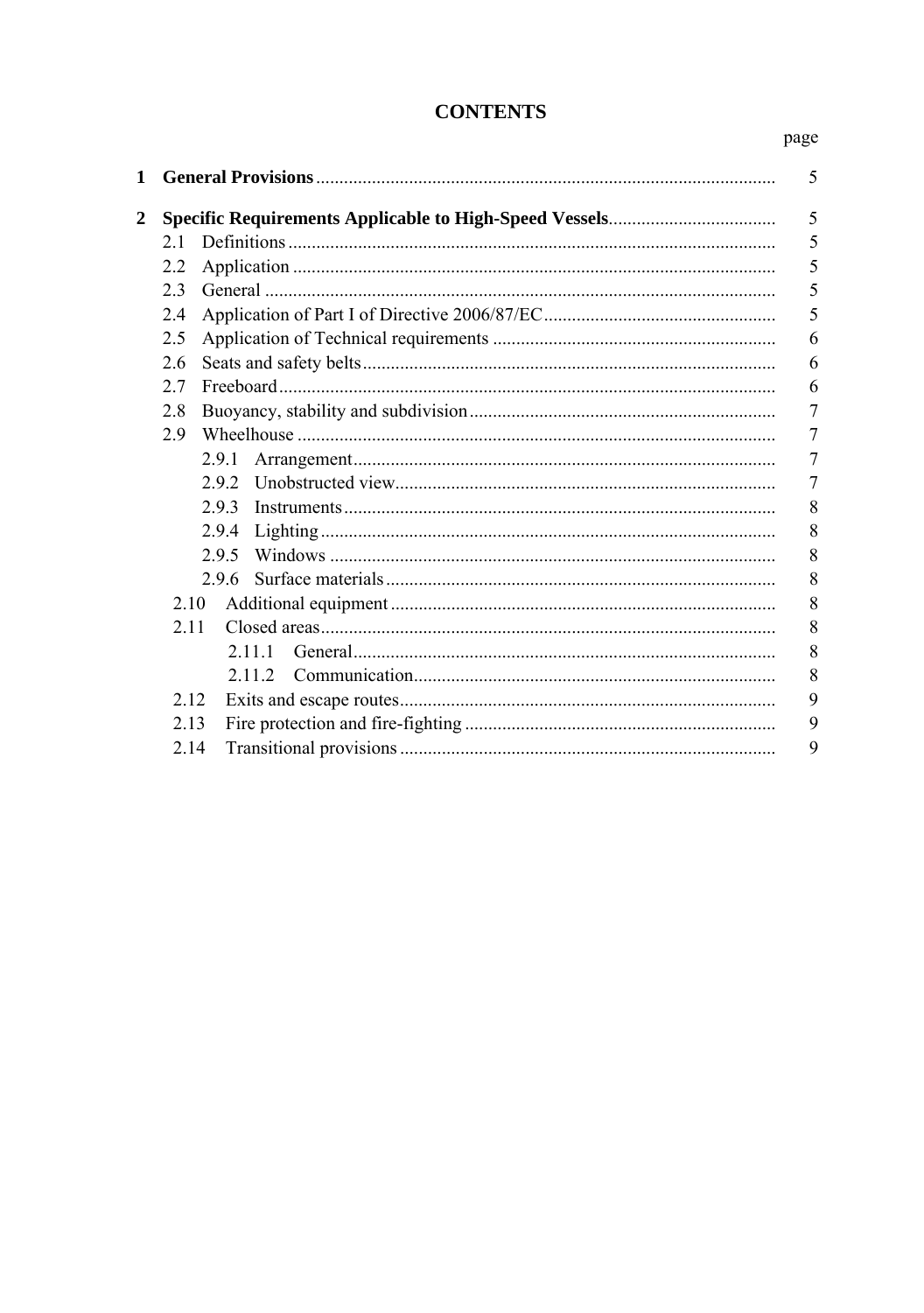# CONTENTS

| | | page |
|---|---|---|
| **1** | **General Provisions** | 5 |
| **2** | **Specific Requirements Applicable to High-Speed Vessels** | 5 |
| | 2.1 Definitions | 5 |
| | 2.2 Application | 5 |
| | 2.3 General | 5 |
| | 2.4 Application of Part I of Directive 2006/87/EC | 5 |
| | 2.5 Application of Technical requirements | 6 |
| | 2.6 Seats and safety belts | 6 |
| | 2.7 Freeboard | 6 |
| | 2.8 Buoyancy, stability and subdivision | 7 |
| | 2.9 Wheelhouse | 7 |
| | 2.9.1 Arrangement | 7 |
| | 2.9.2 Unobstructed view | 7 |
| | 2.9.3 Instruments | 8 |
| | 2.9.4 Lighting | 8 |
| | 2.9.5 Windows | 8 |
| | 2.9.6 Surface materials | 8 |
| | 2.10 Additional equipment | 8 |
| | 2.11 Closed areas | 8 |
| | 2.11.1 General | 8 |
| | 2.11.2 Communication | 8 |
| | 2.12 Exits and escape routes | 9 |
| | 2.13 Fire protection and fire-fighting | 9 |
| | 2.14 Transitional provisions | 9 |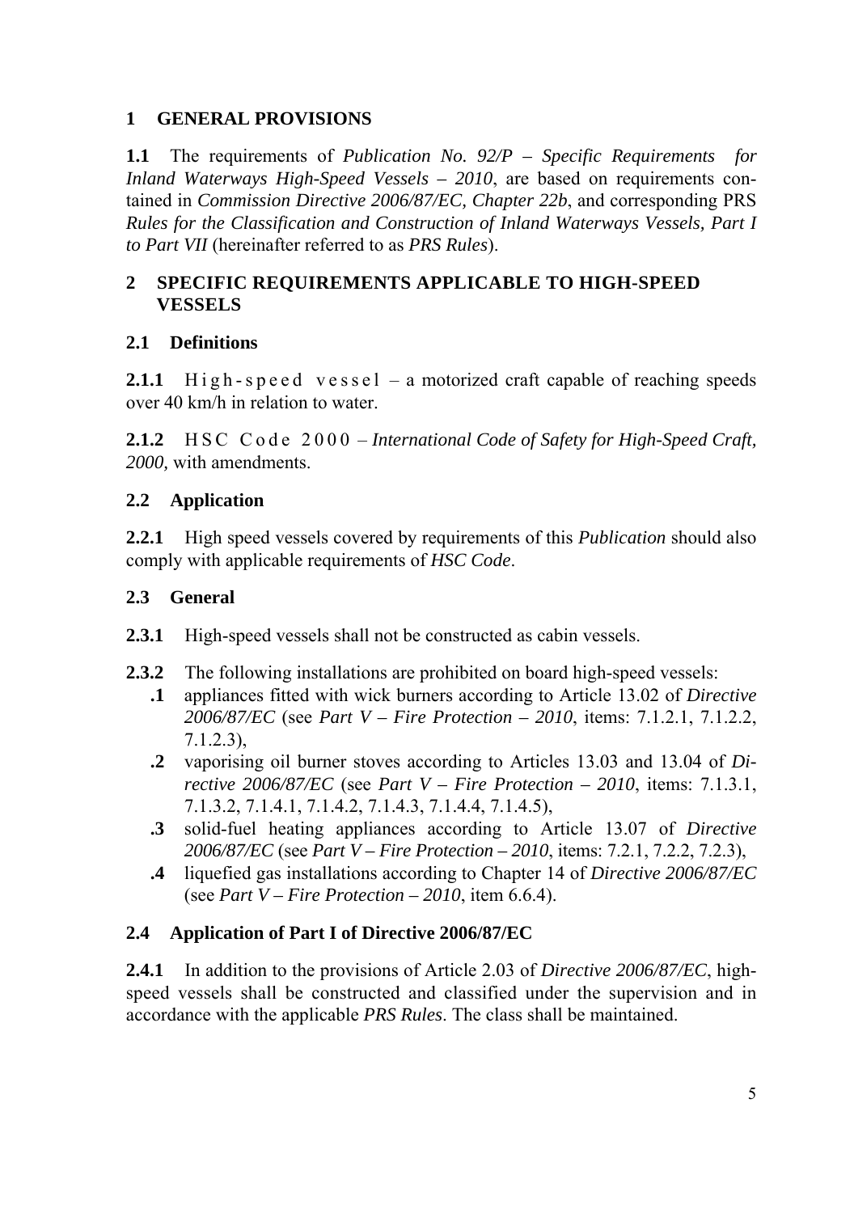# 1 GENERAL PROVISIONS

**1.1** The requirements of *Publication No. 92/P – Specific Requirements for Inland Waterways High-Speed Vessels – 2010*, are based on requirements contained in *Commission Directive 2006/87/EC, Chapter 22b*, and corresponding PRS *Rules for the Classification and Construction of Inland Waterways Vessels, Part I to Part VII* (hereinafter referred to as *PRS Rules*).

# 2 SPECIFIC REQUIREMENTS APPLICABLE TO HIGH-SPEED VESSELS

## 2.1 Definitions

**2.1.1** High-speed vessel – a motorized craft capable of reaching speeds over 40 km/h in relation to water.

**2.1.2** HSC Code 2000 – *International Code of Safety for High-Speed Craft, 2000,* with amendments.

## 2.2 Application

**2.2.1** High speed vessels covered by requirements of this *Publication* should also comply with applicable requirements of *HSC Code*.

## 2.3 General

**2.3.1** High-speed vessels shall not be constructed as cabin vessels.

**2.3.2** The following installations are prohibited on board high-speed vessels:

- **.1** appliances fitted with wick burners according to Article 13.02 of *Directive 2006/87/EC* (see *Part V – Fire Protection – 2010*, items: 7.1.2.1, 7.1.2.2, 7.1.2.3),
- **.2** vaporising oil burner stoves according to Articles 13.03 and 13.04 of *Directive 2006/87/EC* (see *Part V – Fire Protection – 2010*, items: 7.1.3.1, 7.1.3.2, 7.1.4.1, 7.1.4.2, 7.1.4.3, 7.1.4.4, 7.1.4.5),
- **.3** solid-fuel heating appliances according to Article 13.07 of *Directive 2006/87/EC* (see *Part V – Fire Protection – 2010*, items: 7.2.1, 7.2.2, 7.2.3),
- **.4** liquefied gas installations according to Chapter 14 of *Directive 2006/87/EC* (see *Part V – Fire Protection – 2010*, item 6.6.4).

## 2.4 Application of Part I of Directive 2006/87/EC

**2.4.1** In addition to the provisions of Article 2.03 of *Directive 2006/87/EC*, high-speed vessels shall be constructed and classified under the supervision and in accordance with the applicable *PRS Rules*. The class shall be maintained.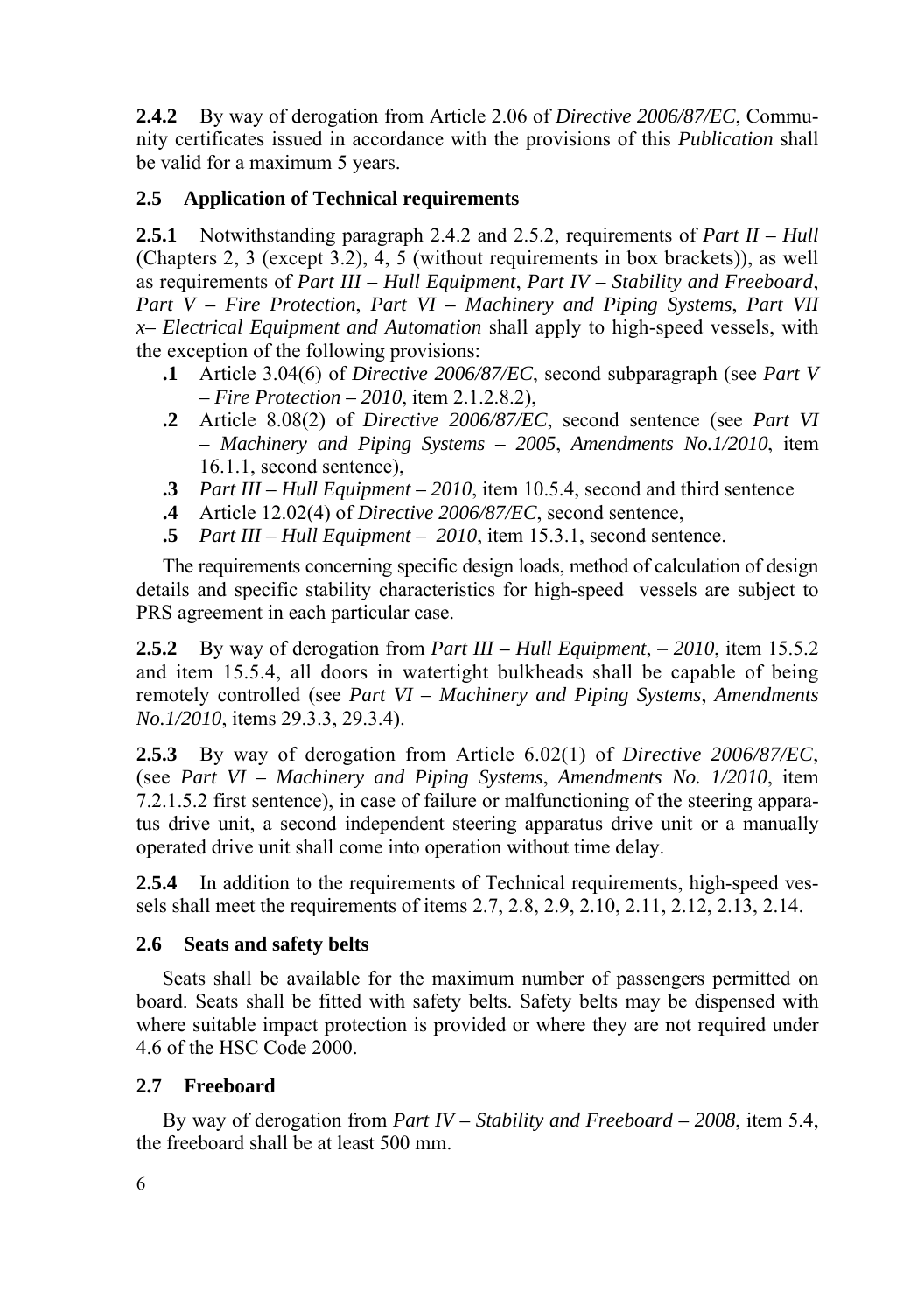**2.4.2** By way of derogation from Article 2.06 of *Directive 2006/87/EC*, Community certificates issued in accordance with the provisions of this *Publication* shall be valid for a maximum 5 years.

### 2.5 Application of Technical requirements

**2.5.1** Notwithstanding paragraph 2.4.2 and 2.5.2, requirements of *Part II – Hull* (Chapters 2, 3 (except 3.2), 4, 5 (without requirements in box brackets)), as well as requirements of *Part III – Hull Equipment*, *Part IV – Stability and Freeboard*, *Part V – Fire Protection*, *Part VI – Machinery and Piping Systems*, *Part VII x– Electrical Equipment and Automation* shall apply to high-speed vessels, with the exception of the following provisions:

- **.1** Article 3.04(6) of *Directive 2006/87/EC*, second subparagraph (see *Part V – Fire Protection – 2010*, item 2.1.2.8.2),
- **.2** Article 8.08(2) of *Directive 2006/87/EC*, second sentence (see *Part VI – Machinery and Piping Systems – 2005*, *Amendments No.1/2010*, item 16.1.1, second sentence),
- **.3** *Part III – Hull Equipment – 2010*, item 10.5.4, second and third sentence
- **.4** Article 12.02(4) of *Directive 2006/87/EC*, second sentence,
- **.5** *Part III – Hull Equipment – 2010*, item 15.3.1, second sentence.

The requirements concerning specific design loads, method of calculation of design details and specific stability characteristics for high-speed vessels are subject to PRS agreement in each particular case.

**2.5.2** By way of derogation from *Part III – Hull Equipment*, *– 2010*, item 15.5.2 and item 15.5.4, all doors in watertight bulkheads shall be capable of being remotely controlled (see *Part VI – Machinery and Piping Systems*, *Amendments No.1/2010*, items 29.3.3, 29.3.4).

**2.5.3** By way of derogation from Article 6.02(1) of *Directive 2006/87/EC*, (see *Part VI – Machinery and Piping Systems*, *Amendments No. 1/2010*, item 7.2.1.5.2 first sentence), in case of failure or malfunctioning of the steering apparatus drive unit, a second independent steering apparatus drive unit or a manually operated drive unit shall come into operation without time delay.

**2.5.4** In addition to the requirements of Technical requirements, high-speed vessels shall meet the requirements of items 2.7, 2.8, 2.9, 2.10, 2.11, 2.12, 2.13, 2.14.

### 2.6 Seats and safety belts

Seats shall be available for the maximum number of passengers permitted on board. Seats shall be fitted with safety belts. Safety belts may be dispensed with where suitable impact protection is provided or where they are not required under 4.6 of the HSC Code 2000.

### 2.7 Freeboard

By way of derogation from *Part IV – Stability and Freeboard – 2008*, item 5.4, the freeboard shall be at least 500 mm.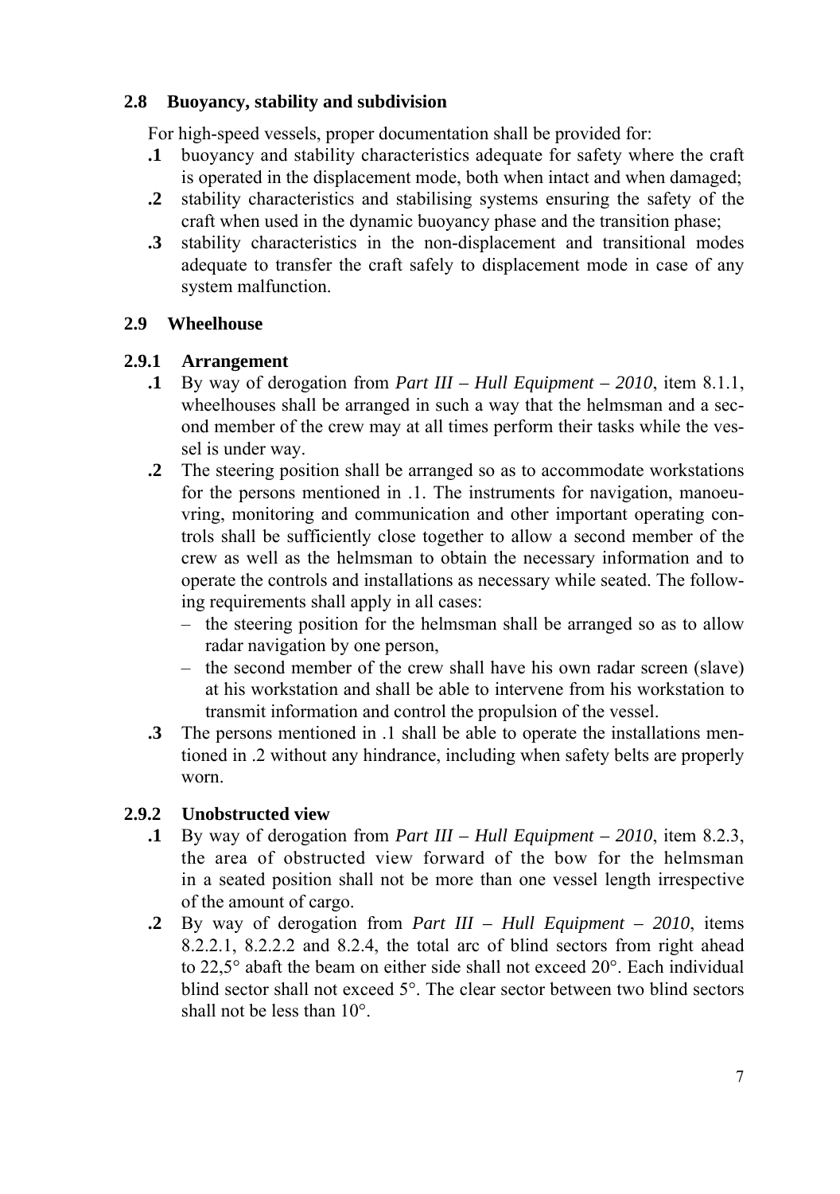## 2.8 Buoyancy, stability and subdivision

For high-speed vessels, proper documentation shall be provided for:

**.1** buoyancy and stability characteristics adequate for safety where the craft is operated in the displacement mode, both when intact and when damaged;

**.2** stability characteristics and stabilising systems ensuring the safety of the craft when used in the dynamic buoyancy phase and the transition phase;

**.3** stability characteristics in the non-displacement and transitional modes adequate to transfer the craft safely to displacement mode in case of any system malfunction.

## 2.9 Wheelhouse

### 2.9.1 Arrangement

**.1** By way of derogation from *Part III – Hull Equipment – 2010*, item 8.1.1, wheelhouses shall be arranged in such a way that the helmsman and a second member of the crew may at all times perform their tasks while the vessel is under way.

**.2** The steering position shall be arranged so as to accommodate workstations for the persons mentioned in .1. The instruments for navigation, manoeuvring, monitoring and communication and other important operating controls shall be sufficiently close together to allow a second member of the crew as well as the helmsman to obtain the necessary information and to operate the controls and installations as necessary while seated. The following requirements shall apply in all cases:

- the steering position for the helmsman shall be arranged so as to allow radar navigation by one person,
- the second member of the crew shall have his own radar screen (slave) at his workstation and shall be able to intervene from his workstation to transmit information and control the propulsion of the vessel.

**.3** The persons mentioned in .1 shall be able to operate the installations mentioned in .2 without any hindrance, including when safety belts are properly worn.

### 2.9.2 Unobstructed view

**.1** By way of derogation from *Part III – Hull Equipment – 2010*, item 8.2.3, the area of obstructed view forward of the bow for the helmsman in a seated position shall not be more than one vessel length irrespective of the amount of cargo.

**.2** By way of derogation from *Part III – Hull Equipment – 2010*, items 8.2.2.1, 8.2.2.2 and 8.2.4, the total arc of blind sectors from right ahead to 22,5° abaft the beam on either side shall not exceed 20°. Each individual blind sector shall not exceed 5°. The clear sector between two blind sectors shall not be less than 10°.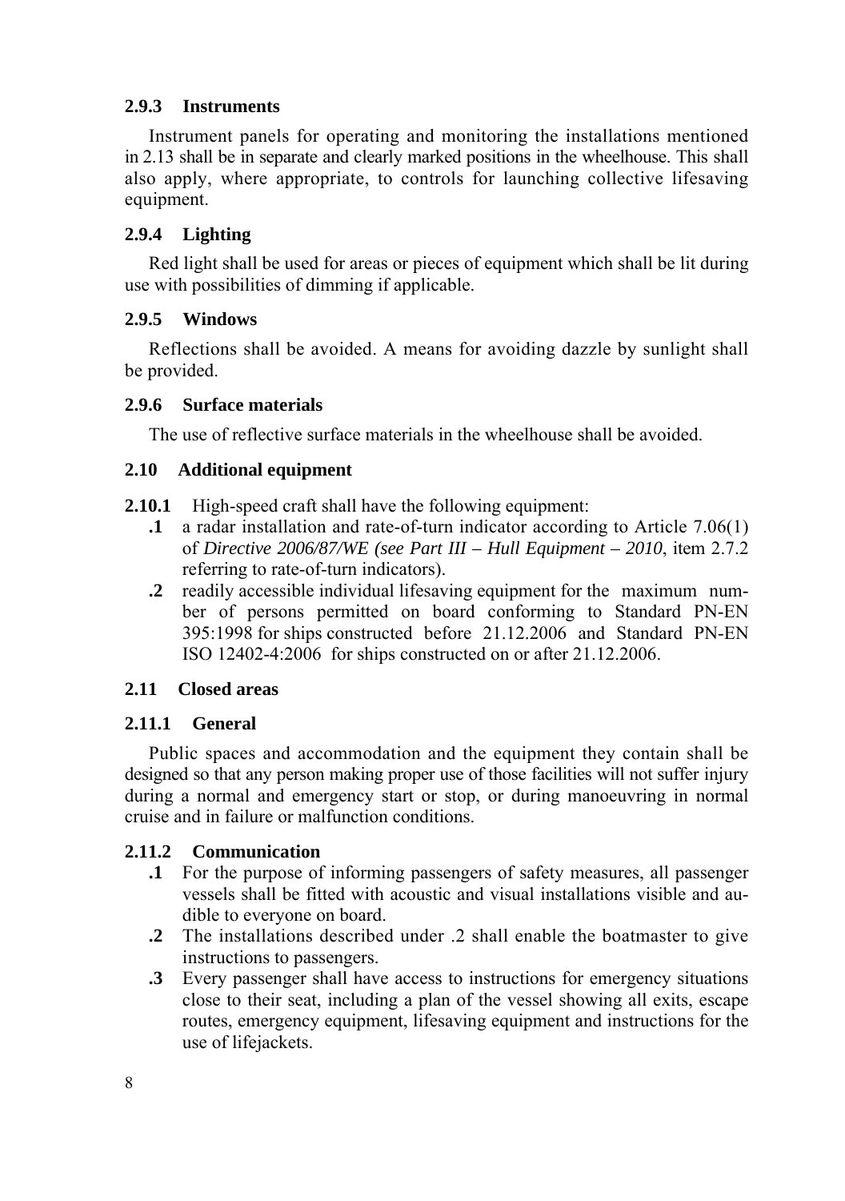### 2.9.3 Instruments

Instrument panels for operating and monitoring the installations mentioned in 2.13 shall be in separate and clearly marked positions in the wheelhouse. This shall also apply, where appropriate, to controls for launching collective lifesaving equipment.

### 2.9.4 Lighting

Red light shall be used for areas or pieces of equipment which shall be lit during use with possibilities of dimming if applicable.

### 2.9.5 Windows

Reflections shall be avoided. A means for avoiding dazzle by sunlight shall be provided.

### 2.9.6 Surface materials

The use of reflective surface materials in the wheelhouse shall be avoided.

## 2.10 Additional equipment

**2.10.1** High-speed craft shall have the following equipment:

- **.1** a radar installation and rate-of-turn indicator according to Article 7.06(1) of *Directive 2006/87/WE (see Part III – Hull Equipment – 2010*, item 2.7.2 referring to rate-of-turn indicators).
- **.2** readily accessible individual lifesaving equipment for the maximum number of persons permitted on board conforming to Standard PN-EN 395:1998 for ships constructed before 21.12.2006 and Standard PN-EN ISO 12402-4:2006 for ships constructed on or after 21.12.2006.

## 2.11 Closed areas

### 2.11.1 General

Public spaces and accommodation and the equipment they contain shall be designed so that any person making proper use of those facilities will not suffer injury during a normal and emergency start or stop, or during manoeuvring in normal cruise and in failure or malfunction conditions.

### 2.11.2 Communication

- **.1** For the purpose of informing passengers of safety measures, all passenger vessels shall be fitted with acoustic and visual installations visible and audible to everyone on board.
- **.2** The installations described under .2 shall enable the boatmaster to give instructions to passengers.
- **.3** Every passenger shall have access to instructions for emergency situations close to their seat, including a plan of the vessel showing all exits, escape routes, emergency equipment, lifesaving equipment and instructions for the use of lifejackets.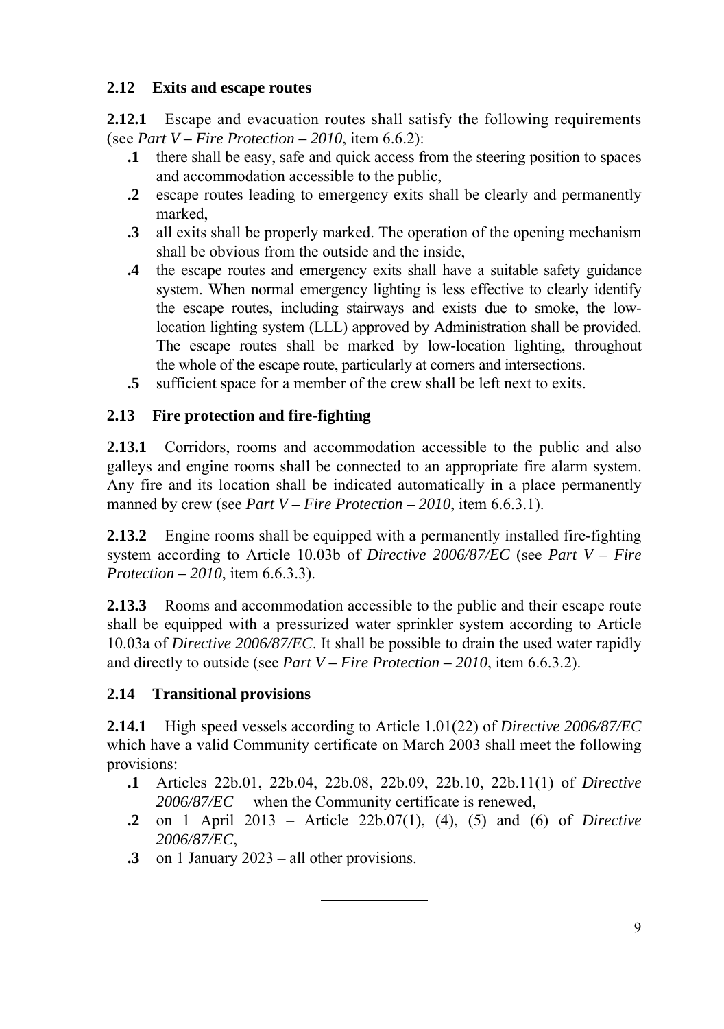## 2.12 Exits and escape routes

**2.12.1** Escape and evacuation routes shall satisfy the following requirements (see *Part V – Fire Protection – 2010*, item 6.6.2):

- **.1** there shall be easy, safe and quick access from the steering position to spaces and accommodation accessible to the public,
- **.2** escape routes leading to emergency exits shall be clearly and permanently marked,
- **.3** all exits shall be properly marked. The operation of the opening mechanism shall be obvious from the outside and the inside,
- **.4** the escape routes and emergency exits shall have a suitable safety guidance system. When normal emergency lighting is less effective to clearly identify the escape routes, including stairways and exists due to smoke, the low-location lighting system (LLL) approved by Administration shall be provided. The escape routes shall be marked by low-location lighting, throughout the whole of the escape route, particularly at corners and intersections.
- **.5** sufficient space for a member of the crew shall be left next to exits.

## 2.13 Fire protection and fire-fighting

**2.13.1** Corridors, rooms and accommodation accessible to the public and also galleys and engine rooms shall be connected to an appropriate fire alarm system. Any fire and its location shall be indicated automatically in a place permanently manned by crew (see *Part V – Fire Protection – 2010*, item 6.6.3.1).

**2.13.2** Engine rooms shall be equipped with a permanently installed fire-fighting system according to Article 10.03b of *Directive 2006/87/EC* (see *Part V – Fire Protection – 2010*, item 6.6.3.3).

**2.13.3** Rooms and accommodation accessible to the public and their escape route shall be equipped with a pressurized water sprinkler system according to Article 10.03a of *Directive 2006/87/EC*. It shall be possible to drain the used water rapidly and directly to outside (see *Part V – Fire Protection – 2010*, item 6.6.3.2).

## 2.14 Transitional provisions

**2.14.1** High speed vessels according to Article 1.01(22) of *Directive 2006/87/EC* which have a valid Community certificate on March 2003 shall meet the following provisions:

- **.1** Articles 22b.01, 22b.04, 22b.08, 22b.09, 22b.10, 22b.11(1) of *Directive 2006/87/EC* – when the Community certificate is renewed,
- **.2** on 1 April 2013 – Article 22b.07(1), (4), (5) and (6) of *Directive 2006/87/EC*,
- **.3** on 1 January 2023 – all other provisions.